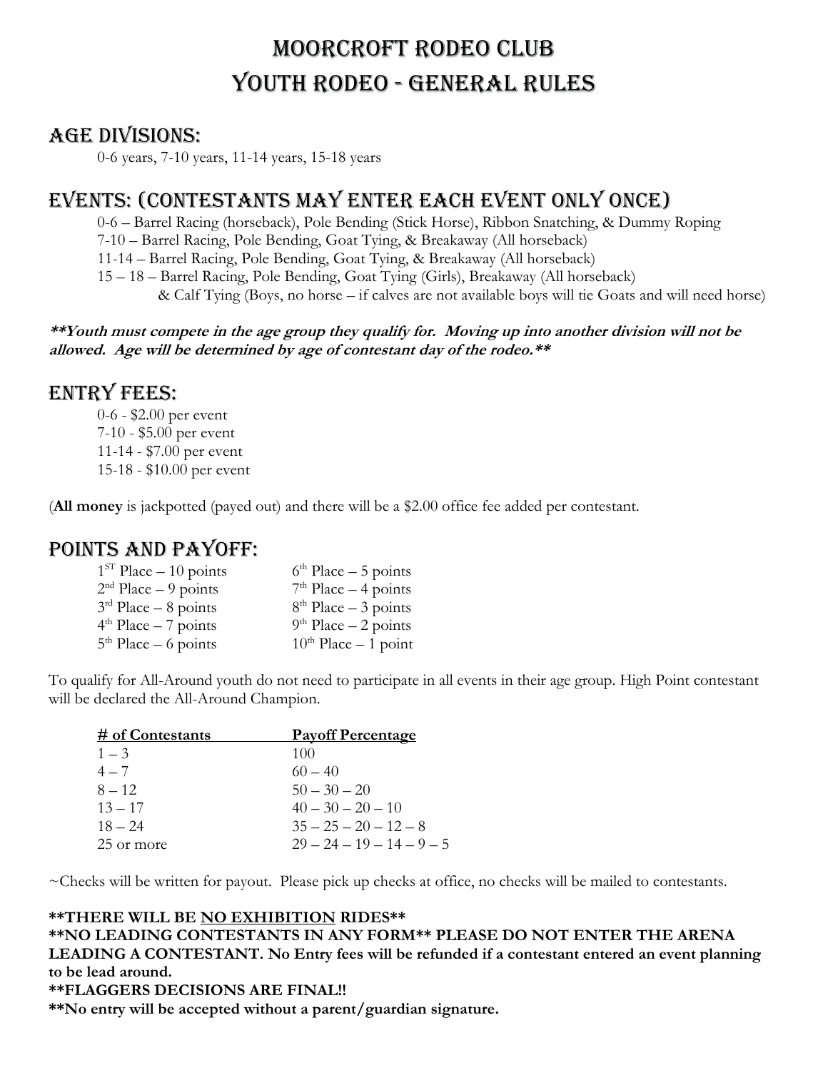# MOORCROFT RODEO CLUB
# YOUTH RODEO - GENERAL RULES

## AGE DIVISIONS:

0-6 years, 7-10 years, 11-14 years, 15-18 years

## EVENTS: (CONTESTANTS MAY ENTER EACH EVENT ONLY ONCE)

0-6 – Barrel Racing (horseback), Pole Bending (Stick Horse), Ribbon Snatching, & Dummy Roping
7-10 – Barrel Racing, Pole Bending, Goat Tying, & Breakaway (All horseback)
11-14 – Barrel Racing, Pole Bending, Goat Tying, & Breakaway (All horseback)
15 – 18 – Barrel Racing, Pole Bending, Goat Tying (Girls), Breakaway (All horseback)
& Calf Tying (Boys, no horse – if calves are not available boys will tie Goats and will need horse)

***\*\*Youth must compete in the age group they qualify for. Moving up into another division will not be allowed. Age will be determined by age of contestant day of the rodeo.\*\****

## ENTRY FEES:

0-6 - $2.00 per event
7-10 - $5.00 per event
11-14 - $7.00 per event
15-18 - $10.00 per event

(**All money** is jackpotted (payed out) and there will be a $2.00 office fee added per contestant.

## POINTS AND PAYOFF:

| | |
|---|---|
| 1ST Place – 10 points | 6th Place – 5 points |
| 2nd Place – 9 points | 7th Place – 4 points |
| 3rd Place – 8 points | 8th Place – 3 points |
| 4th Place – 7 points | 9th Place – 2 points |
| 5th Place – 6 points | 10th Place – 1 point |

To qualify for All-Around youth do not need to participate in all events in their age group. High Point contestant will be declared the All-Around Champion.

| # of Contestants | Payoff Percentage |
|---|---|
| 1 – 3 | 100 |
| 4 – 7 | 60 – 40 |
| 8 – 12 | 50 – 30 – 20 |
| 13 – 17 | 40 – 30 – 20 – 10 |
| 18 – 24 | 35 – 25 – 20 – 12 – 8 |
| 25 or more | 29 – 24 – 19 – 14 – 9 – 5 |

~Checks will be written for payout. Please pick up checks at office, no checks will be mailed to contestants.

**\*\*THERE WILL BE <u>NO EXHIBITION</u> RIDES\*\***
**\*\*NO LEADING CONTESTANTS IN ANY FORM\*\* PLEASE DO NOT ENTER THE ARENA LEADING A CONTESTANT. No Entry fees will be refunded if a contestant entered an event planning to be lead around.**
**\*\*FLAGGERS DECISIONS ARE FINAL!!**
**\*\*No entry will be accepted without a parent/guardian signature.**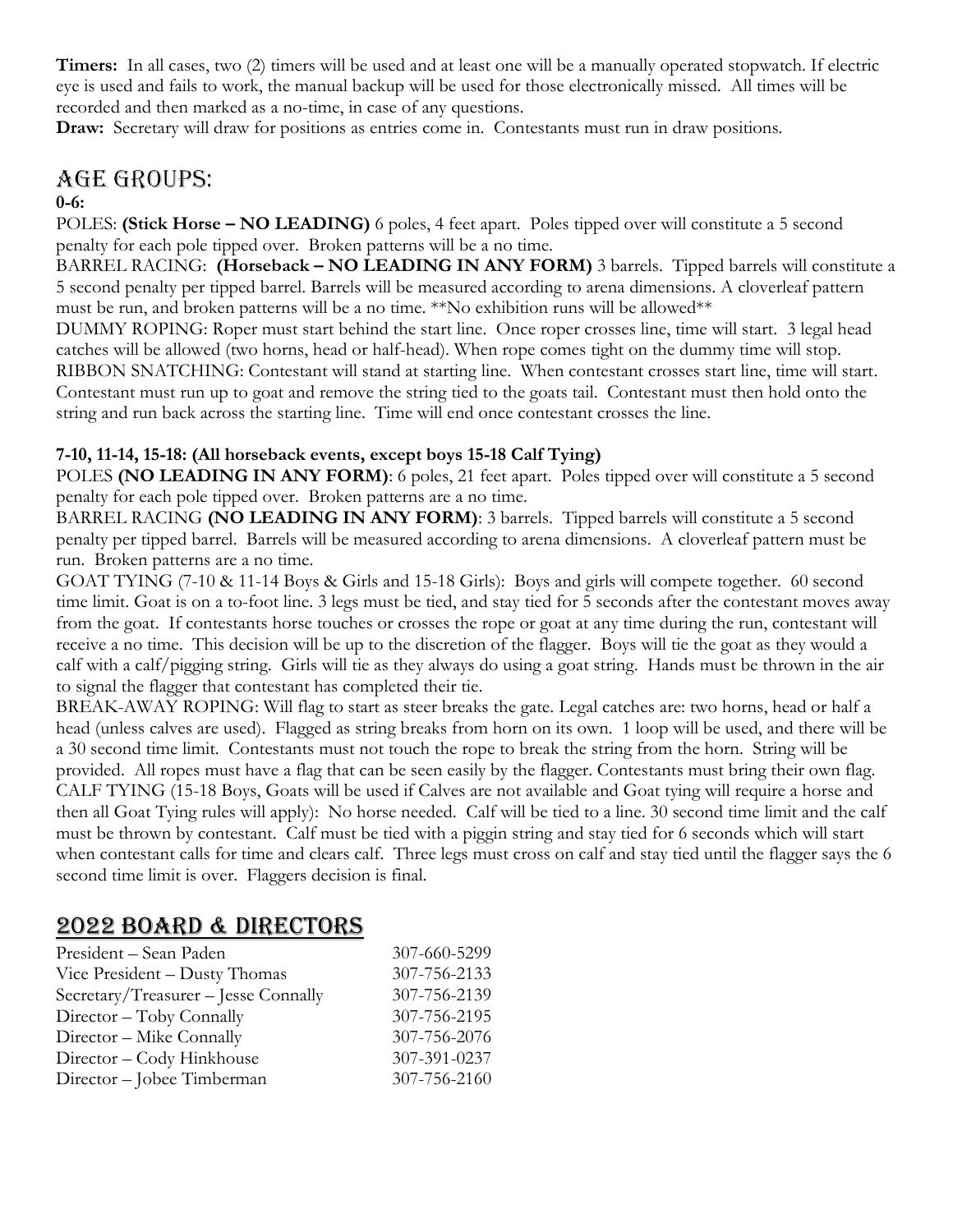**Timers:** In all cases, two (2) timers will be used and at least one will be a manually operated stopwatch. If electric eye is used and fails to work, the manual backup will be used for those electronically missed. All times will be recorded and then marked as a no-time, in case of any questions.

**Draw:** Secretary will draw for positions as entries come in. Contestants must run in draw positions.

# AGE GROUPS:

**0-6:**

POLES: **(Stick Horse – NO LEADING)** 6 poles, 4 feet apart. Poles tipped over will constitute a 5 second penalty for each pole tipped over. Broken patterns will be a no time.

BARREL RACING: **(Horseback – NO LEADING IN ANY FORM)** 3 barrels. Tipped barrels will constitute a 5 second penalty per tipped barrel. Barrels will be measured according to arena dimensions. A cloverleaf pattern must be run, and broken patterns will be a no time. **No exhibition runs will be allowed**

DUMMY ROPING: Roper must start behind the start line. Once roper crosses line, time will start. 3 legal head catches will be allowed (two horns, head or half-head). When rope comes tight on the dummy time will stop.

RIBBON SNATCHING: Contestant will stand at starting line. When contestant crosses start line, time will start. Contestant must run up to goat and remove the string tied to the goats tail. Contestant must then hold onto the string and run back across the starting line. Time will end once contestant crosses the line.

**7-10, 11-14, 15-18: (All horseback events, except boys 15-18 Calf Tying)**

POLES **(NO LEADING IN ANY FORM)**: 6 poles, 21 feet apart. Poles tipped over will constitute a 5 second penalty for each pole tipped over. Broken patterns are a no time.

BARREL RACING **(NO LEADING IN ANY FORM)**: 3 barrels. Tipped barrels will constitute a 5 second penalty per tipped barrel. Barrels will be measured according to arena dimensions. A cloverleaf pattern must be run. Broken patterns are a no time.

GOAT TYING (7-10 & 11-14 Boys & Girls and 15-18 Girls): Boys and girls will compete together. 60 second time limit. Goat is on a to-foot line. 3 legs must be tied, and stay tied for 5 seconds after the contestant moves away from the goat. If contestants horse touches or crosses the rope or goat at any time during the run, contestant will receive a no time. This decision will be up to the discretion of the flagger. Boys will tie the goat as they would a calf with a calf/pigging string. Girls will tie as they always do using a goat string. Hands must be thrown in the air to signal the flagger that contestant has completed their tie.

BREAK-AWAY ROPING: Will flag to start as steer breaks the gate. Legal catches are: two horns, head or half a head (unless calves are used). Flagged as string breaks from horn on its own. 1 loop will be used, and there will be a 30 second time limit. Contestants must not touch the rope to break the string from the horn. String will be provided. All ropes must have a flag that can be seen easily by the flagger. Contestants must bring their own flag.

CALF TYING (15-18 Boys, Goats will be used if Calves are not available and Goat tying will require a horse and then all Goat Tying rules will apply): No horse needed. Calf will be tied to a line. 30 second time limit and the calf must be thrown by contestant. Calf must be tied with a piggin string and stay tied for 6 seconds which will start when contestant calls for time and clears calf. Three legs must cross on calf and stay tied until the flagger says the 6 second time limit is over. Flaggers decision is final.

# 2022 BOARD & DIRECTORS

| | |
|---|---|
| President – Sean Paden | 307-660-5299 |
| Vice President – Dusty Thomas | 307-756-2133 |
| Secretary/Treasurer – Jesse Connally | 307-756-2139 |
| Director – Toby Connally | 307-756-2195 |
| Director – Mike Connally | 307-756-2076 |
| Director – Cody Hinkhouse | 307-391-0237 |
| Director – Jobee Timberman | 307-756-2160 |